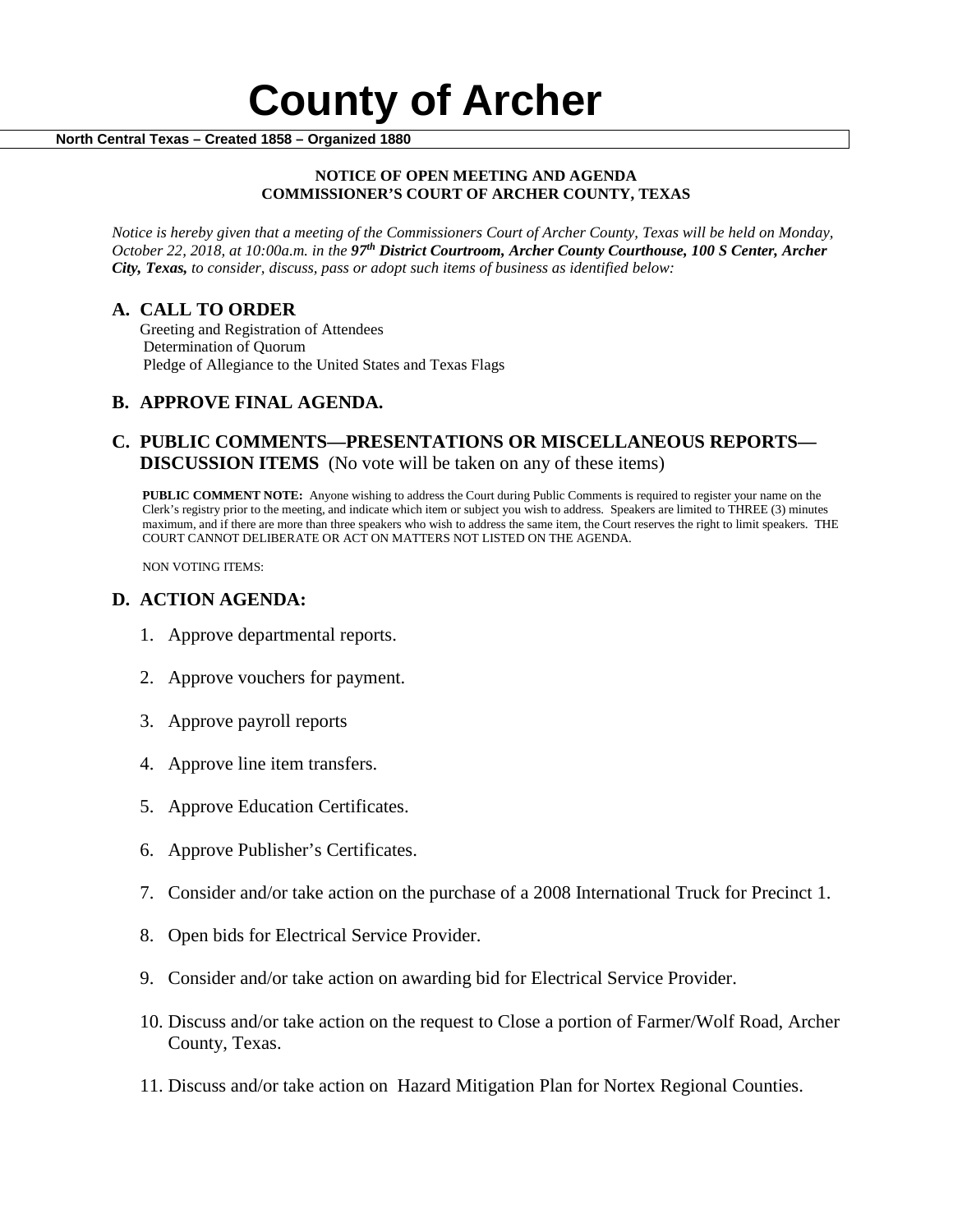# County of Archer

**North Central Texas – Created 1858 – Organized 1880**

**NOTICE OF OPEN MEETING AND AGENDA**
**COMMISSIONER'S COURT OF ARCHER COUNTY, TEXAS**

*Notice is hereby given that a meeting of the Commissioners Court of Archer County, Texas will be held on Monday, October 22, 2018, at 10:00a.m. in the* ***97th District Courtroom, Archer County Courthouse, 100 S Center, Archer City, Texas,*** *to consider, discuss, pass or adopt such items of business as identified below:*

## A. CALL TO ORDER

Greeting and Registration of Attendees
Determination of Quorum
Pledge of Allegiance to the United States and Texas Flags

## B. APPROVE FINAL AGENDA.

## C. PUBLIC COMMENTS—PRESENTATIONS OR MISCELLANEOUS REPORTS—DISCUSSION ITEMS (No vote will be taken on any of these items)

**PUBLIC COMMENT NOTE:** Anyone wishing to address the Court during Public Comments is required to register your name on the Clerk's registry prior to the meeting, and indicate which item or subject you wish to address. Speakers are limited to THREE (3) minutes maximum, and if there are more than three speakers who wish to address the same item, the Court reserves the right to limit speakers. THE COURT CANNOT DELIBERATE OR ACT ON MATTERS NOT LISTED ON THE AGENDA.

NON VOTING ITEMS:

## D. ACTION AGENDA:

1. Approve departmental reports.
2. Approve vouchers for payment.
3. Approve payroll reports
4. Approve line item transfers.
5. Approve Education Certificates.
6. Approve Publisher's Certificates.
7. Consider and/or take action on the purchase of a 2008 International Truck for Precinct 1.
8. Open bids for Electrical Service Provider.
9. Consider and/or take action on awarding bid for Electrical Service Provider.
10. Discuss and/or take action on the request to Close a portion of Farmer/Wolf Road, Archer County, Texas.
11. Discuss and/or take action on Hazard Mitigation Plan for Nortex Regional Counties.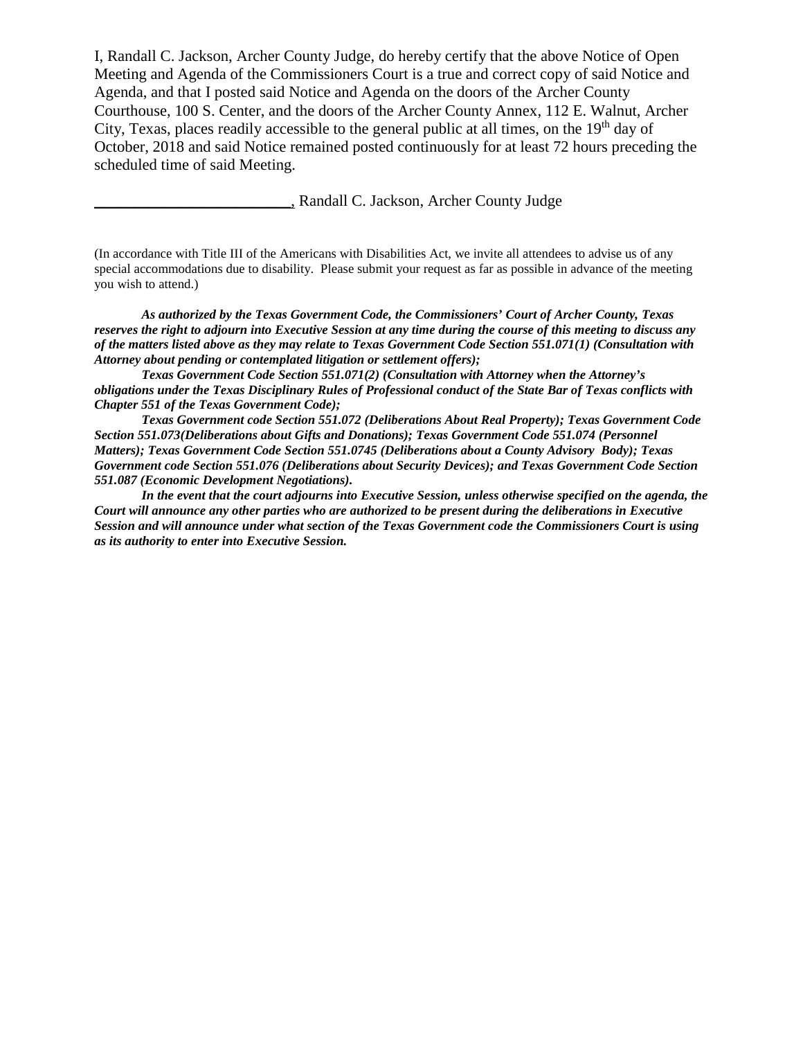I, Randall C. Jackson, Archer County Judge, do hereby certify that the above Notice of Open Meeting and Agenda of the Commissioners Court is a true and correct copy of said Notice and Agenda, and that I posted said Notice and Agenda on the doors of the Archer County Courthouse, 100 S. Center, and the doors of the Archer County Annex, 112 E. Walnut, Archer City, Texas, places readily accessible to the general public at all times, on the 19th day of October, 2018 and said Notice remained posted continuously for at least 72 hours preceding the scheduled time of said Meeting.

__________________________, Randall C. Jackson, Archer County Judge

(In accordance with Title III of the Americans with Disabilities Act, we invite all attendees to advise us of any special accommodations due to disability. Please submit your request as far as possible in advance of the meeting you wish to attend.)

***As authorized by the Texas Government Code, the Commissioners' Court of Archer County, Texas reserves the right to adjourn into Executive Session at any time during the course of this meeting to discuss any of the matters listed above as they may relate to Texas Government Code Section 551.071(1) (Consultation with Attorney about pending or contemplated litigation or settlement offers);***

***Texas Government Code Section 551.071(2) (Consultation with Attorney when the Attorney's obligations under the Texas Disciplinary Rules of Professional conduct of the State Bar of Texas conflicts with Chapter 551 of the Texas Government Code);***

***Texas Government code Section 551.072 (Deliberations About Real Property); Texas Government Code Section 551.073(Deliberations about Gifts and Donations); Texas Government Code 551.074 (Personnel Matters); Texas Government Code Section 551.0745 (Deliberations about a County Advisory Body); Texas Government code Section 551.076 (Deliberations about Security Devices); and Texas Government Code Section 551.087 (Economic Development Negotiations).***

***In the event that the court adjourns into Executive Session, unless otherwise specified on the agenda, the Court will announce any other parties who are authorized to be present during the deliberations in Executive Session and will announce under what section of the Texas Government code the Commissioners Court is using as its authority to enter into Executive Session.***